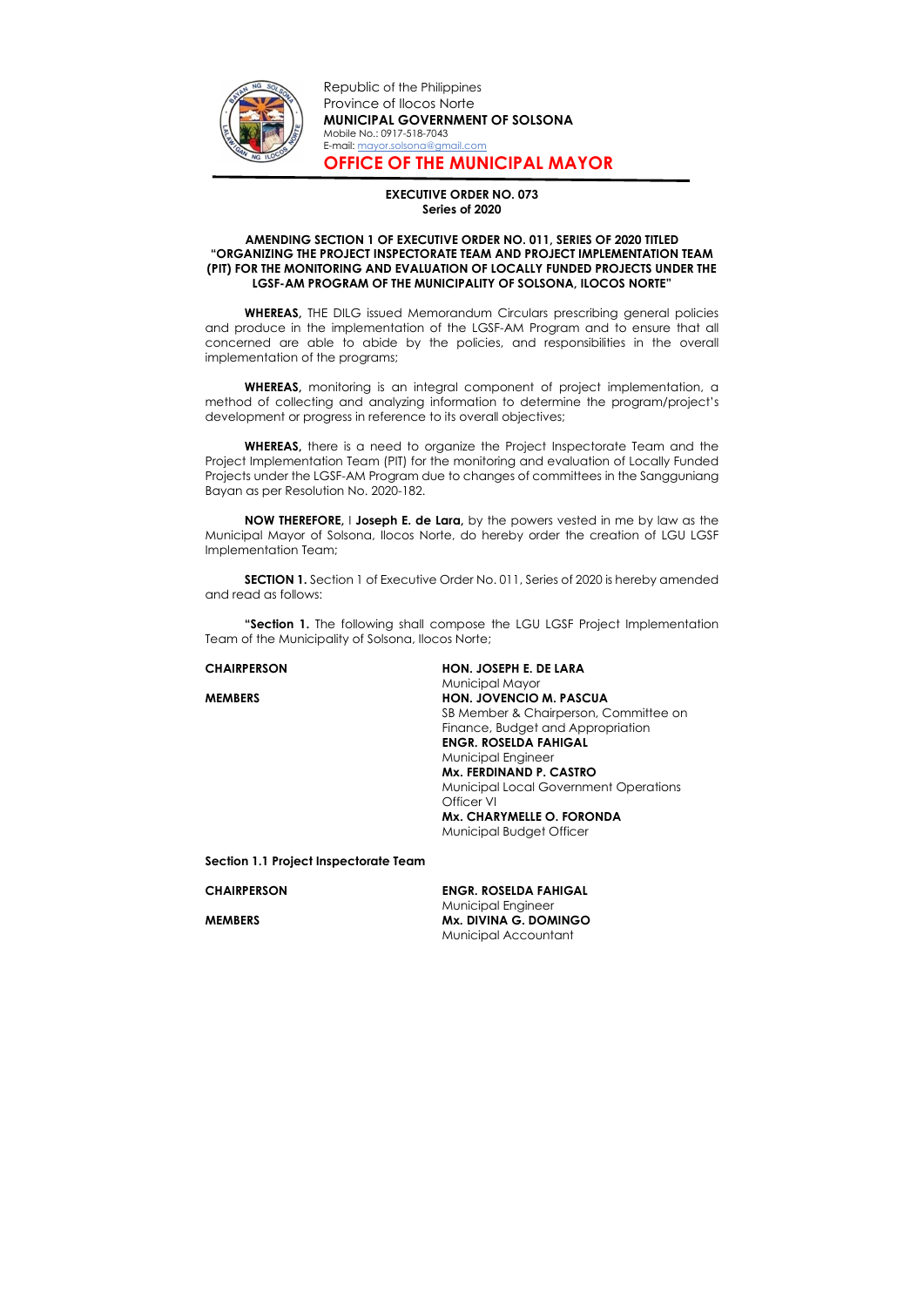Republic of the Philippines
Province of Ilocos Norte
**MUNICIPAL GOVERNMENT OF SOLSONA**
Mobile No.: 0917-518-7043
E-mail: mayor.solsona@gmail.com

# OFFICE OF THE MUNICIPAL MAYOR

**EXECUTIVE ORDER NO. 073**
**Series of 2020**

**AMENDING SECTION 1 OF EXECUTIVE ORDER NO. 011, SERIES OF 2020 TITLED "ORGANIZING THE PROJECT INSPECTORATE TEAM AND PROJECT IMPLEMENTATION TEAM (PIT) FOR THE MONITORING AND EVALUATION OF LOCALLY FUNDED PROJECTS UNDER THE LGSF-AM PROGRAM OF THE MUNICIPALITY OF SOLSONA, ILOCOS NORTE"**

**WHEREAS,** THE DILG issued Memorandum Circulars prescribing general policies and produce in the implementation of the LGSF-AM Program and to ensure that all concerned are able to abide by the policies, and responsibilities in the overall implementation of the programs;

**WHEREAS,** monitoring is an integral component of project implementation, a method of collecting and analyzing information to determine the program/project's development or progress in reference to its overall objectives;

**WHEREAS,** there is a need to organize the Project Inspectorate Team and the Project Implementation Team (PIT) for the monitoring and evaluation of Locally Funded Projects under the LGSF-AM Program due to changes of committees in the Sangguniang Bayan as per Resolution No. 2020-182.

**NOW THEREFORE,** I **Joseph E. de Lara,** by the powers vested in me by law as the Municipal Mayor of Solsona, Ilocos Norte, do hereby order the creation of LGU LGSF Implementation Team;

**SECTION 1.** Section 1 of Executive Order No. 011, Series of 2020 is hereby amended and read as follows:

**"Section 1.** The following shall compose the LGU LGSF Project Implementation Team of the Municipality of Solsona, Ilocos Norte;

**CHAIRPERSON**
**HON. JOSEPH E. DE LARA**
Municipal Mayor

**MEMBERS**
**HON. JOVENCIO M. PASCUA**
SB Member & Chairperson, Committee on Finance, Budget and Appropriation
**ENGR. ROSELDA FAHIGAL**
Municipal Engineer
**Mx. FERDINAND P. CASTRO**
Municipal Local Government Operations Officer VI
**Mx. CHARYMELLE O. FORONDA**
Municipal Budget Officer

**Section 1.1 Project Inspectorate Team**

**CHAIRPERSON**
**ENGR. ROSELDA FAHIGAL**
Municipal Engineer

**MEMBERS**
**Mx. DIVINA G. DOMINGO**
Municipal Accountant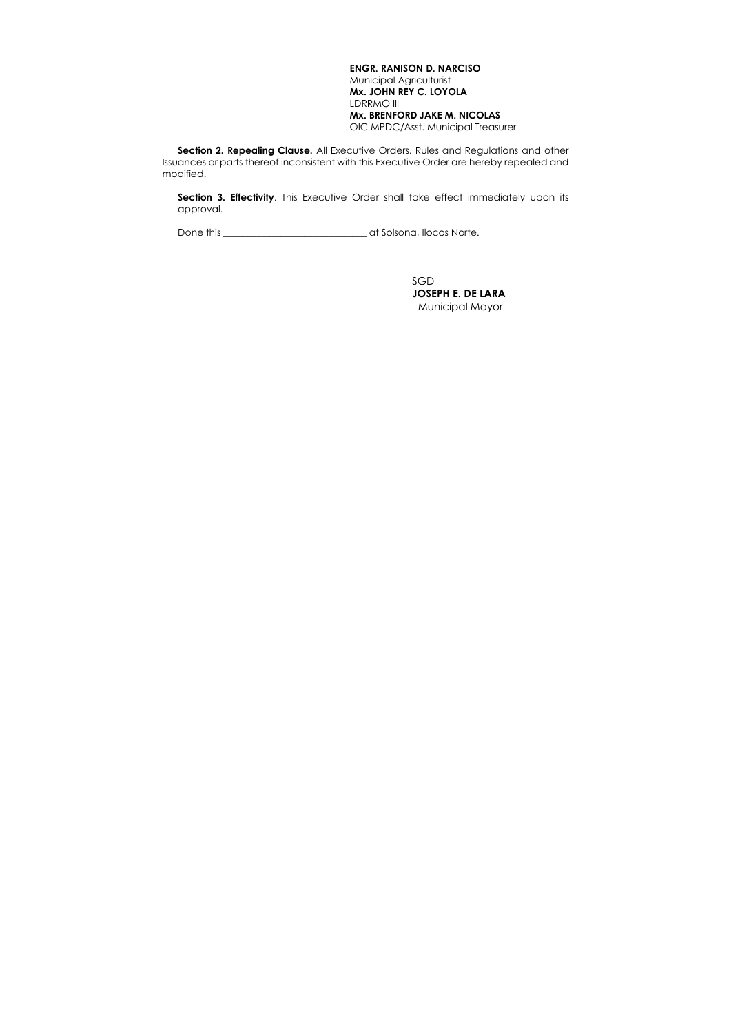**ENGR. RANISON D. NARCISO**
Municipal Agriculturist
**Mx. JOHN REY C. LOYOLA**
LDRRMO III
**Mx. BRENFORD JAKE M. NICOLAS**
OIC MPDC/Asst. Municipal Treasurer

**Section 2. Repealing Clause.** All Executive Orders, Rules and Regulations and other Issuances or parts thereof inconsistent with this Executive Order are hereby repealed and modified.

**Section 3. Effectivity**. This Executive Order shall take effect immediately upon its approval.

Done this ______________________________ at Solsona, Ilocos Norte.

SGD
**JOSEPH E. DE LARA**
Municipal Mayor